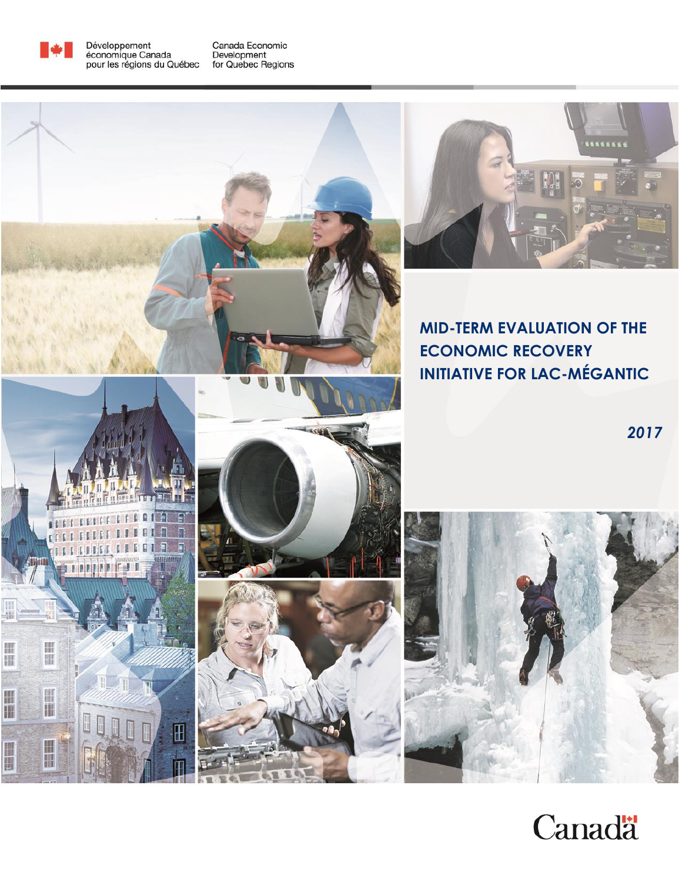Développement économique Canada pour les régions du Québec

Canada Economic Development for Quebec Regions

# MID-TERM EVALUATION OF THE ECONOMIC RECOVERY INITIATIVE FOR LAC-MÉGANTIC

***2017***

Canada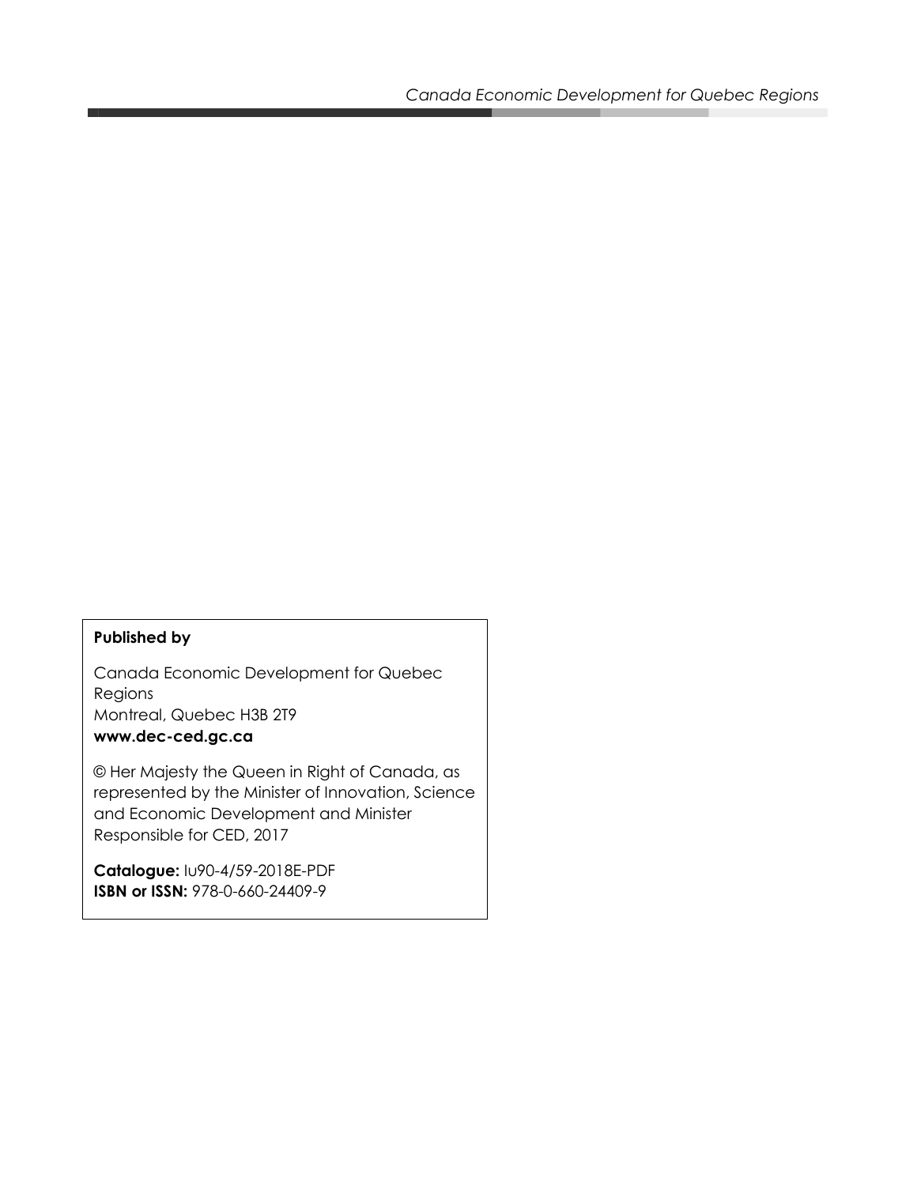**Published by**

Canada Economic Development for Quebec Regions
Montreal, Quebec H3B 2T9
**www.dec-ced.gc.ca**

© Her Majesty the Queen in Right of Canada, as represented by the Minister of Innovation, Science and Economic Development and Minister Responsible for CED, 2017

**Catalogue:** Iu90-4/59-2018E-PDF
**ISBN or ISSN:** 978-0-660-24409-9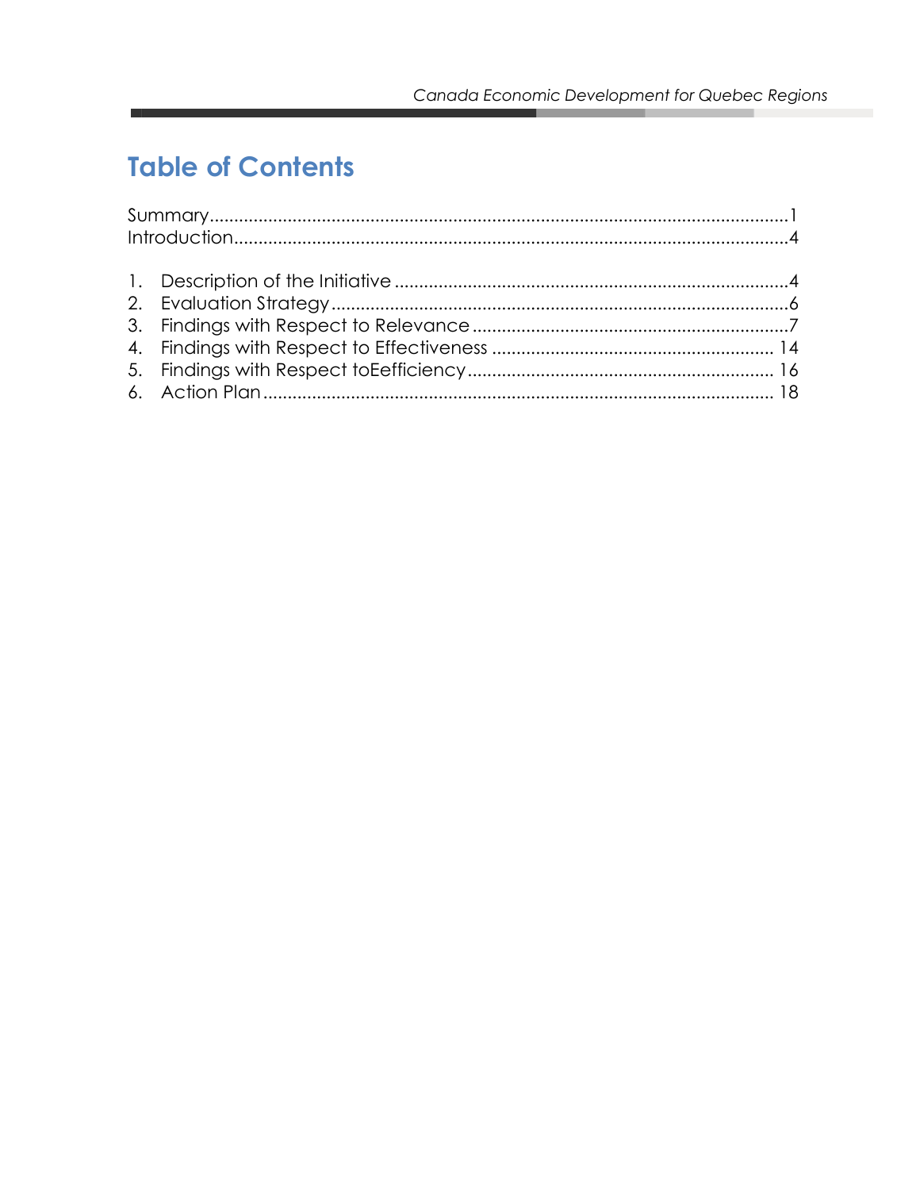# Table of Contents

Summary....................................................................................................................1
Introduction................................................................................................................4

1. Description of the Initiative ................................................................................4
2. Evaluation Strategy ............................................................................................6
3. Findings with Respect to Relevance .................................................................7
4. Findings with Respect to Effectiveness ......................................................... 14
5. Findings with Respect toEefficiency .............................................................. 16
6. Action Plan ....................................................................................................... 18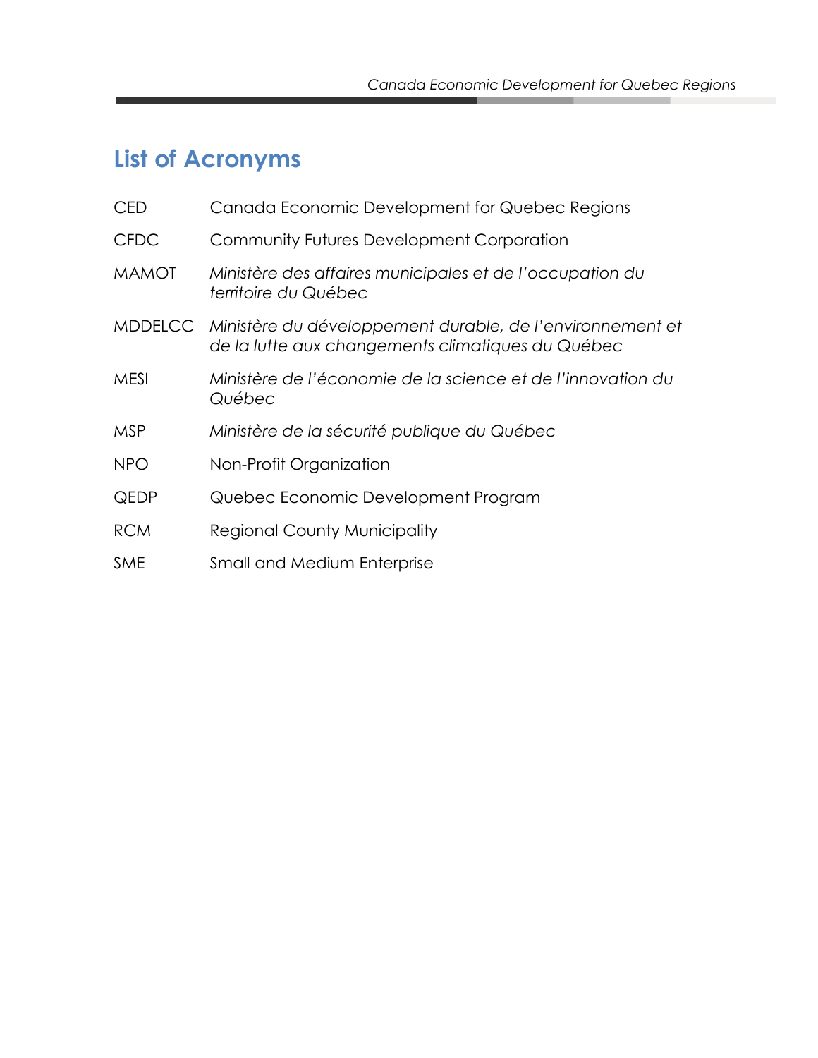## List of Acronyms

| | |
|---|---|
| CED | Canada Economic Development for Quebec Regions |
| CFDC | Community Futures Development Corporation |
| MAMOT | *Ministère des affaires municipales et de l'occupation du territoire du Québec* |
| MDDELCC | *Ministère du développement durable, de l'environnement et de la lutte aux changements climatiques du Québec* |
| MESI | *Ministère de l'économie de la science et de l'innovation du Québec* |
| MSP | *Ministère de la sécurité publique du Québec* |
| NPO | Non-Profit Organization |
| QEDP | Quebec Economic Development Program |
| RCM | Regional County Municipality |
| SME | Small and Medium Enterprise |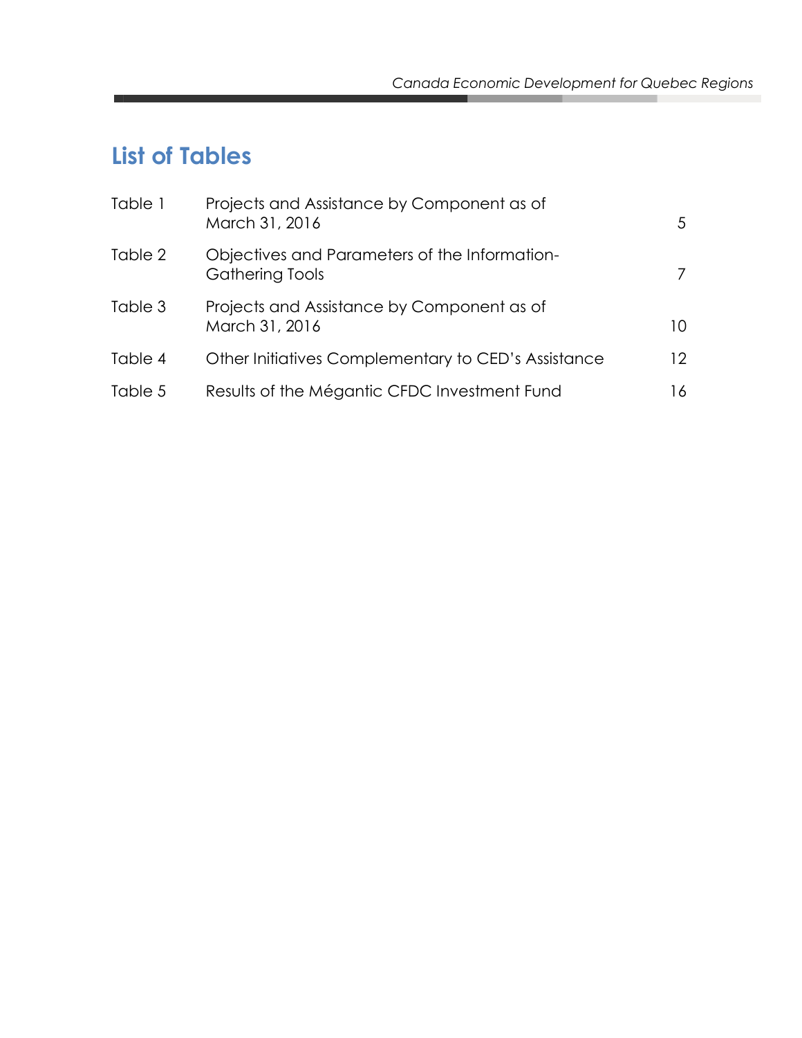## List of Tables

| | | |
|---|---|---|
| Table 1 | Projects and Assistance by Component as of March 31, 2016 | 5 |
| Table 2 | Objectives and Parameters of the Information-Gathering Tools | 7 |
| Table 3 | Projects and Assistance by Component as of March 31, 2016 | 10 |
| Table 4 | Other Initiatives Complementary to CED's Assistance | 12 |
| Table 5 | Results of the Mégantic CFDC Investment Fund | 16 |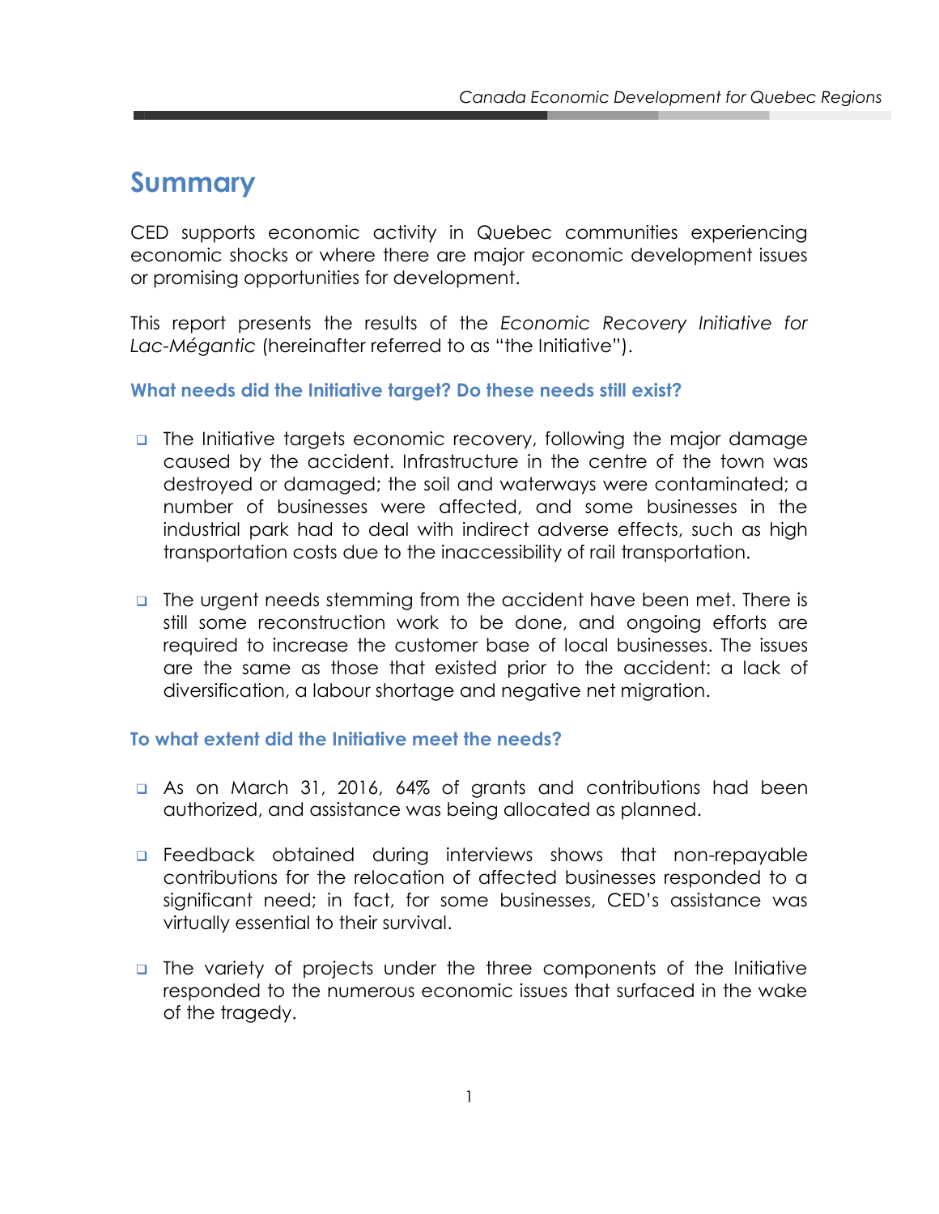# Summary

CED supports economic activity in Quebec communities experiencing economic shocks or where there are major economic development issues or promising opportunities for development.

This report presents the results of the *Economic Recovery Initiative for Lac-Mégantic* (hereinafter referred to as "the Initiative").

### What needs did the Initiative target? Do these needs still exist?

- The Initiative targets economic recovery, following the major damage caused by the accident. Infrastructure in the centre of the town was destroyed or damaged; the soil and waterways were contaminated; a number of businesses were affected, and some businesses in the industrial park had to deal with indirect adverse effects, such as high transportation costs due to the inaccessibility of rail transportation.

- The urgent needs stemming from the accident have been met. There is still some reconstruction work to be done, and ongoing efforts are required to increase the customer base of local businesses. The issues are the same as those that existed prior to the accident: a lack of diversification, a labour shortage and negative net migration.

### To what extent did the Initiative meet the needs?

- As on March 31, 2016, 64% of grants and contributions had been authorized, and assistance was being allocated as planned.

- Feedback obtained during interviews shows that non-repayable contributions for the relocation of affected businesses responded to a significant need; in fact, for some businesses, CED's assistance was virtually essential to their survival.

- The variety of projects under the three components of the Initiative responded to the numerous economic issues that surfaced in the wake of the tragedy.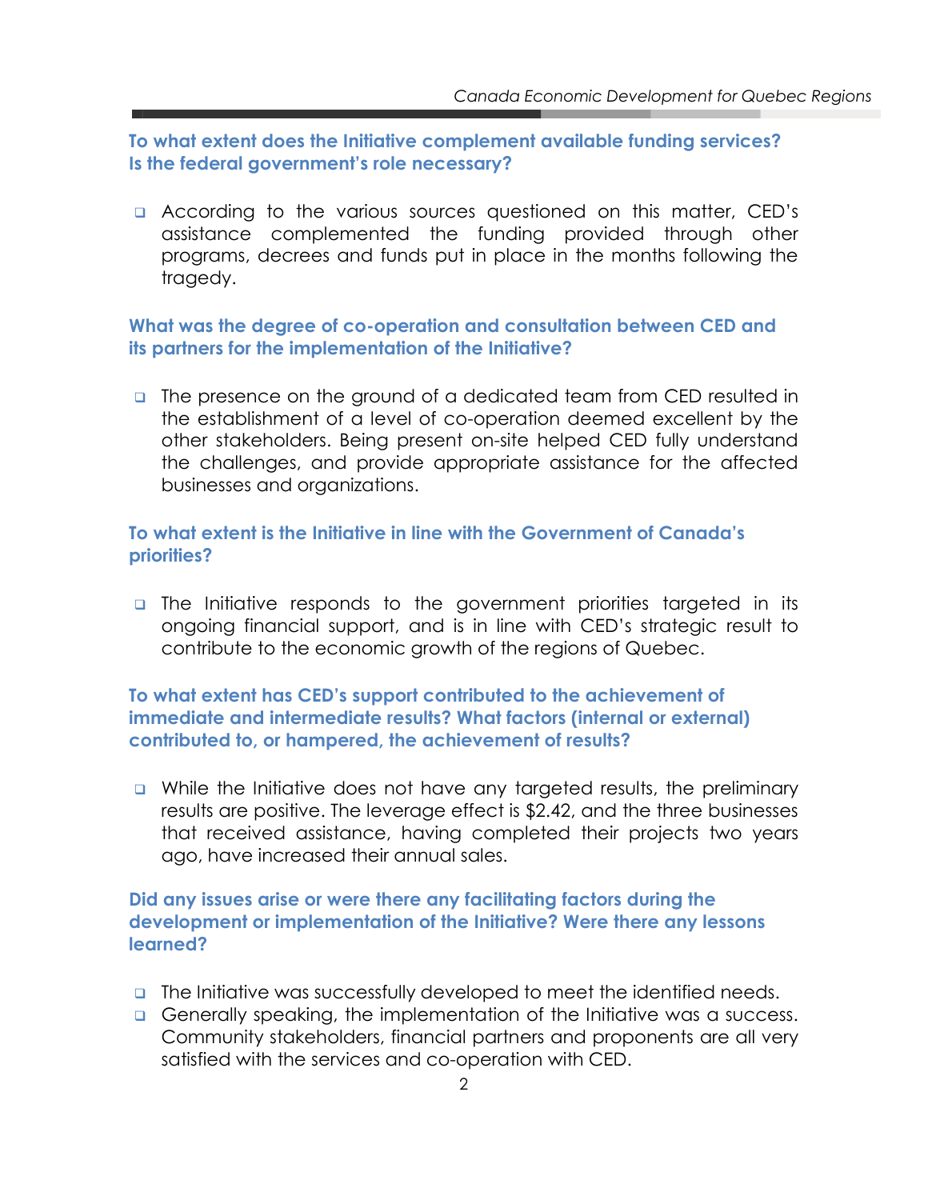### To what extent does the Initiative complement available funding services? Is the federal government's role necessary?

- According to the various sources questioned on this matter, CED's assistance complemented the funding provided through other programs, decrees and funds put in place in the months following the tragedy.

### What was the degree of co-operation and consultation between CED and its partners for the implementation of the Initiative?

- The presence on the ground of a dedicated team from CED resulted in the establishment of a level of co-operation deemed excellent by the other stakeholders. Being present on-site helped CED fully understand the challenges, and provide appropriate assistance for the affected businesses and organizations.

### To what extent is the Initiative in line with the Government of Canada's priorities?

- The Initiative responds to the government priorities targeted in its ongoing financial support, and is in line with CED's strategic result to contribute to the economic growth of the regions of Quebec.

### To what extent has CED's support contributed to the achievement of immediate and intermediate results? What factors (internal or external) contributed to, or hampered, the achievement of results?

- While the Initiative does not have any targeted results, the preliminary results are positive. The leverage effect is $2.42, and the three businesses that received assistance, having completed their projects two years ago, have increased their annual sales.

### Did any issues arise or were there any facilitating factors during the development or implementation of the Initiative? Were there any lessons learned?

- The Initiative was successfully developed to meet the identified needs.
- Generally speaking, the implementation of the Initiative was a success. Community stakeholders, financial partners and proponents are all very satisfied with the services and co-operation with CED.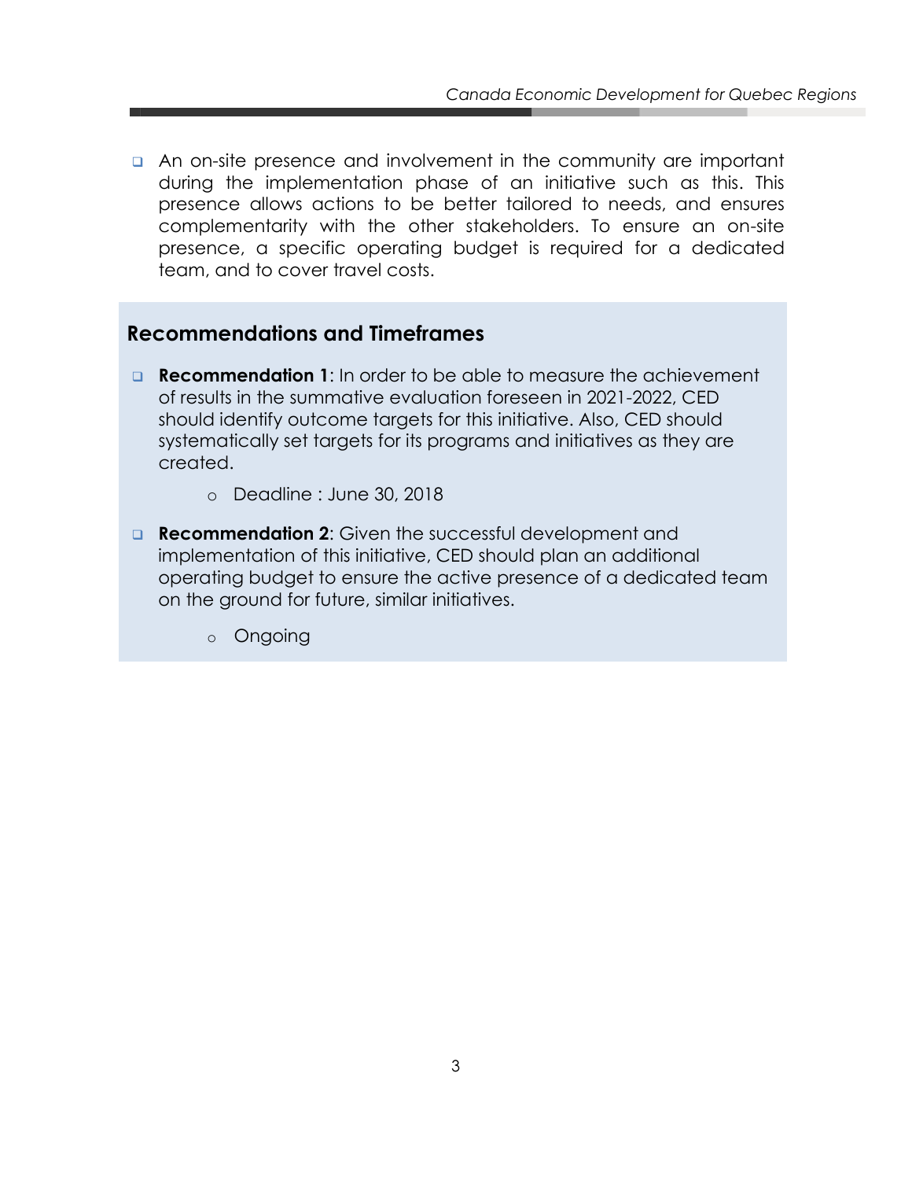- An on-site presence and involvement in the community are important during the implementation phase of an initiative such as this. This presence allows actions to be better tailored to needs, and ensures complementarity with the other stakeholders. To ensure an on-site presence, a specific operating budget is required for a dedicated team, and to cover travel costs.

## Recommendations and Timeframes

- **Recommendation 1**: In order to be able to measure the achievement of results in the summative evaluation foreseen in 2021-2022, CED should identify outcome targets for this initiative. Also, CED should systematically set targets for its programs and initiatives as they are created.
    - Deadline : June 30, 2018

- **Recommendation 2**: Given the successful development and implementation of this initiative, CED should plan an additional operating budget to ensure the active presence of a dedicated team on the ground for future, similar initiatives.
    - Ongoing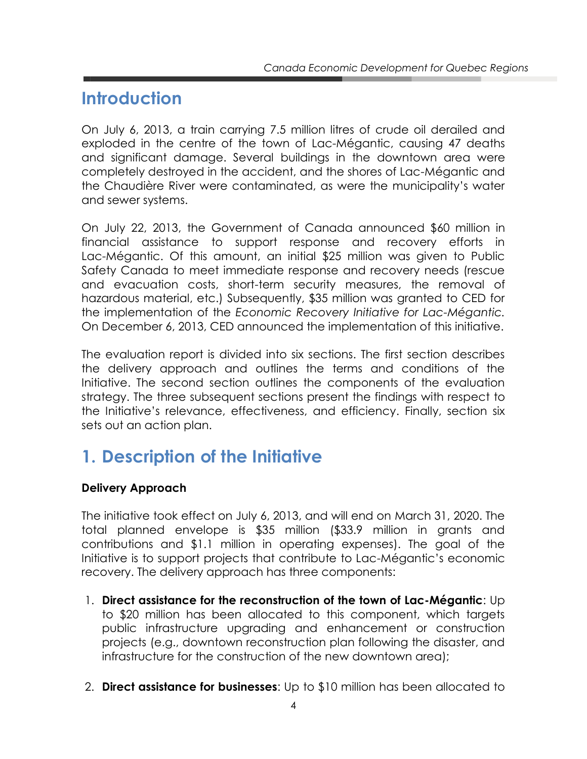# Introduction

On July 6, 2013, a train carrying 7.5 million litres of crude oil derailed and exploded in the centre of the town of Lac-Mégantic, causing 47 deaths and significant damage. Several buildings in the downtown area were completely destroyed in the accident, and the shores of Lac-Mégantic and the Chaudière River were contaminated, as were the municipality's water and sewer systems.

On July 22, 2013, the Government of Canada announced $60 million in financial assistance to support response and recovery efforts in Lac-Mégantic. Of this amount, an initial $25 million was given to Public Safety Canada to meet immediate response and recovery needs (rescue and evacuation costs, short-term security measures, the removal of hazardous material, etc.) Subsequently, $35 million was granted to CED for the implementation of the *Economic Recovery Initiative for Lac-Mégantic*. On December 6, 2013, CED announced the implementation of this initiative.

The evaluation report is divided into six sections. The first section describes the delivery approach and outlines the terms and conditions of the Initiative. The second section outlines the components of the evaluation strategy. The three subsequent sections present the findings with respect to the Initiative's relevance, effectiveness, and efficiency. Finally, section six sets out an action plan.

# 1. Description of the Initiative

### Delivery Approach

The initiative took effect on July 6, 2013, and will end on March 31, 2020. The total planned envelope is $35 million ($33.9 million in grants and contributions and $1.1 million in operating expenses). The goal of the Initiative is to support projects that contribute to Lac-Mégantic's economic recovery. The delivery approach has three components:

1. **Direct assistance for the reconstruction of the town of Lac-Mégantic**: Up to $20 million has been allocated to this component, which targets public infrastructure upgrading and enhancement or construction projects (e.g., downtown reconstruction plan following the disaster, and infrastructure for the construction of the new downtown area);

2. **Direct assistance for businesses**: Up to $10 million has been allocated to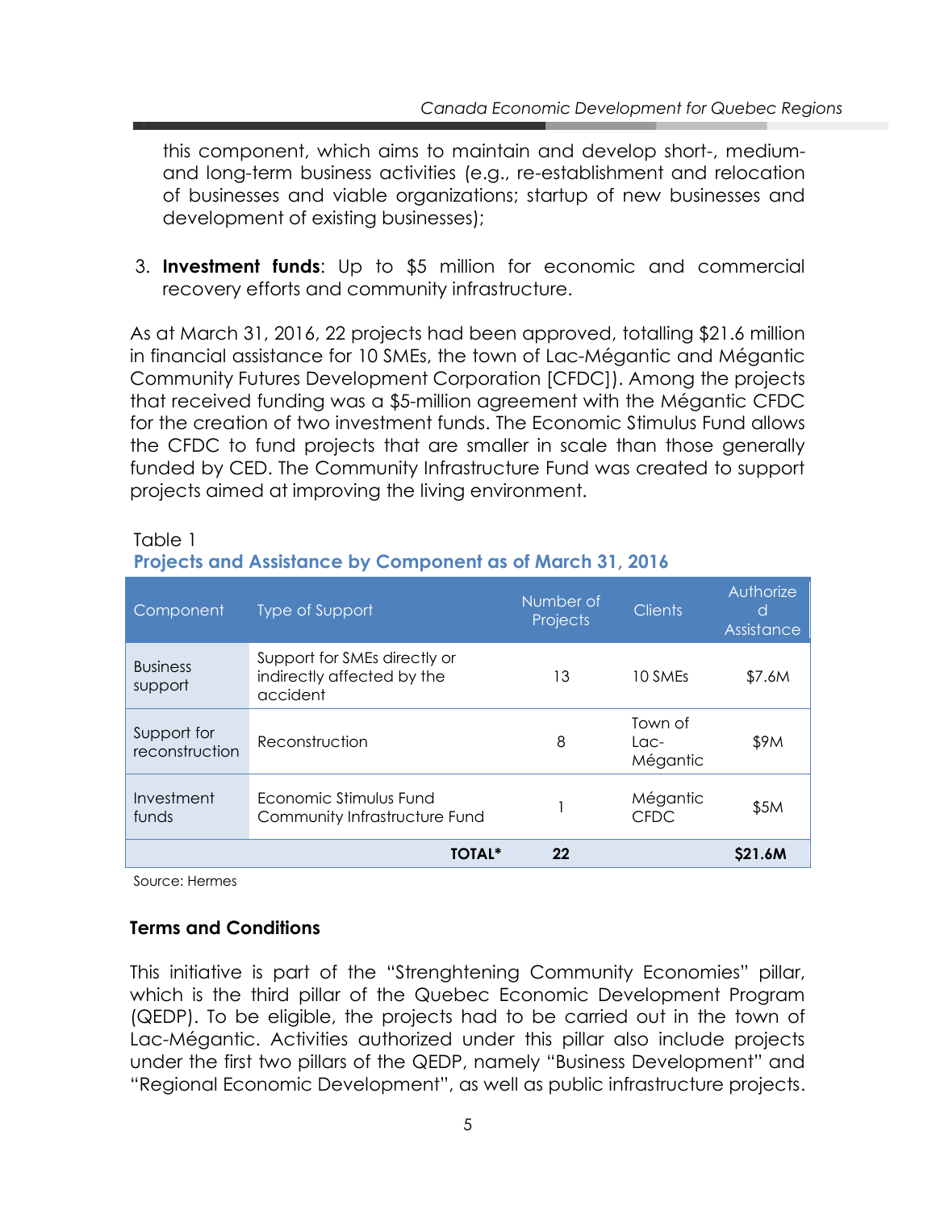this component, which aims to maintain and develop short-, medium- and long-term business activities (e.g., re-establishment and relocation of businesses and viable organizations; startup of new businesses and development of existing businesses);

3. **Investment funds**: Up to $5 million for economic and commercial recovery efforts and community infrastructure.

As at March 31, 2016, 22 projects had been approved, totalling $21.6 million in financial assistance for 10 SMEs, the town of Lac-Mégantic and Mégantic Community Futures Development Corporation [CFDC]). Among the projects that received funding was a $5-million agreement with the Mégantic CFDC for the creation of two investment funds. The Economic Stimulus Fund allows the CFDC to fund projects that are smaller in scale than those generally funded by CED. The Community Infrastructure Fund was created to support projects aimed at improving the living environment.

Table 1
**Projects and Assistance by Component as of March 31, 2016**

| Component | Type of Support | Number of Projects | Clients | Authorized Assistance |
|---|---|---|---|---|
| Business support | Support for SMEs directly or indirectly affected by the accident | 13 | 10 SMEs | $7.6M |
| Support for reconstruction | Reconstruction | 8 | Town of Lac-Mégantic | $9M |
| Investment funds | Economic Stimulus Fund Community Infrastructure Fund | 1 | Mégantic CFDC | $5M |
| | **TOTAL*** | **22** | | **$21.6M** |

Source: Hermes

### Terms and Conditions

This initiative is part of the "Strenghtening Community Economies" pillar, which is the third pillar of the Quebec Economic Development Program (QEDP). To be eligible, the projects had to be carried out in the town of Lac-Mégantic. Activities authorized under this pillar also include projects under the first two pillars of the QEDP, namely "Business Development" and "Regional Economic Development", as well as public infrastructure projects.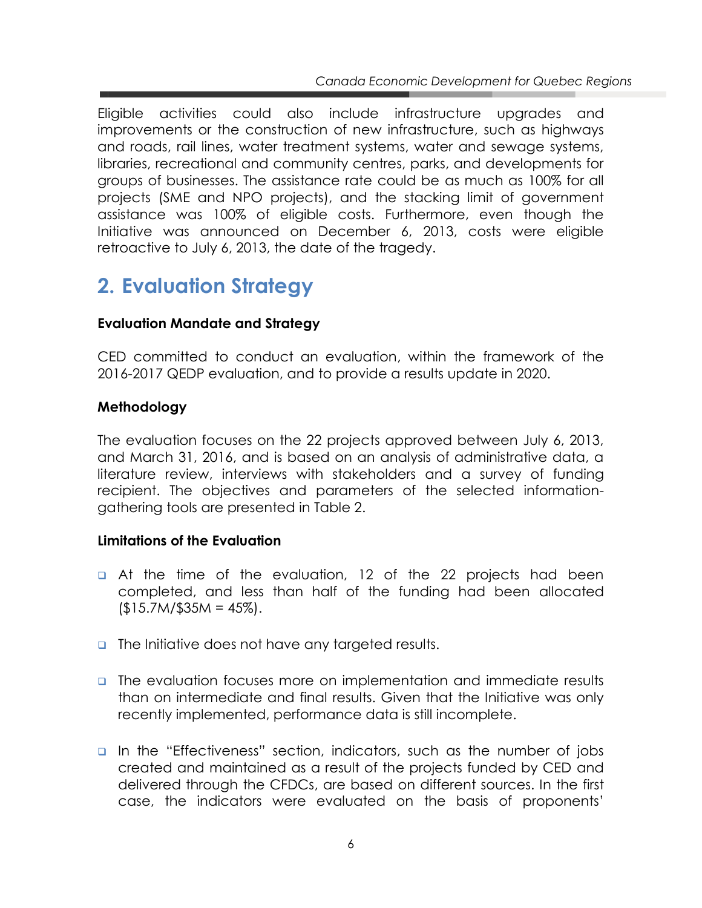Eligible activities could also include infrastructure upgrades and improvements or the construction of new infrastructure, such as highways and roads, rail lines, water treatment systems, water and sewage systems, libraries, recreational and community centres, parks, and developments for groups of businesses. The assistance rate could be as much as 100% for all projects (SME and NPO projects), and the stacking limit of government assistance was 100% of eligible costs. Furthermore, even though the Initiative was announced on December 6, 2013, costs were eligible retroactive to July 6, 2013, the date of the tragedy.

# 2. Evaluation Strategy

**Evaluation Mandate and Strategy**

CED committed to conduct an evaluation, within the framework of the 2016-2017 QEDP evaluation, and to provide a results update in 2020.

**Methodology**

The evaluation focuses on the 22 projects approved between July 6, 2013, and March 31, 2016, and is based on an analysis of administrative data, a literature review, interviews with stakeholders and a survey of funding recipient. The objectives and parameters of the selected information-gathering tools are presented in Table 2.

**Limitations of the Evaluation**

- At the time of the evaluation, 12 of the 22 projects had been completed, and less than half of the funding had been allocated ($15.7M/$35M = 45%).

- The Initiative does not have any targeted results.

- The evaluation focuses more on implementation and immediate results than on intermediate and final results. Given that the Initiative was only recently implemented, performance data is still incomplete.

- In the "Effectiveness" section, indicators, such as the number of jobs created and maintained as a result of the projects funded by CED and delivered through the CFDCs, are based on different sources. In the first case, the indicators were evaluated on the basis of proponents'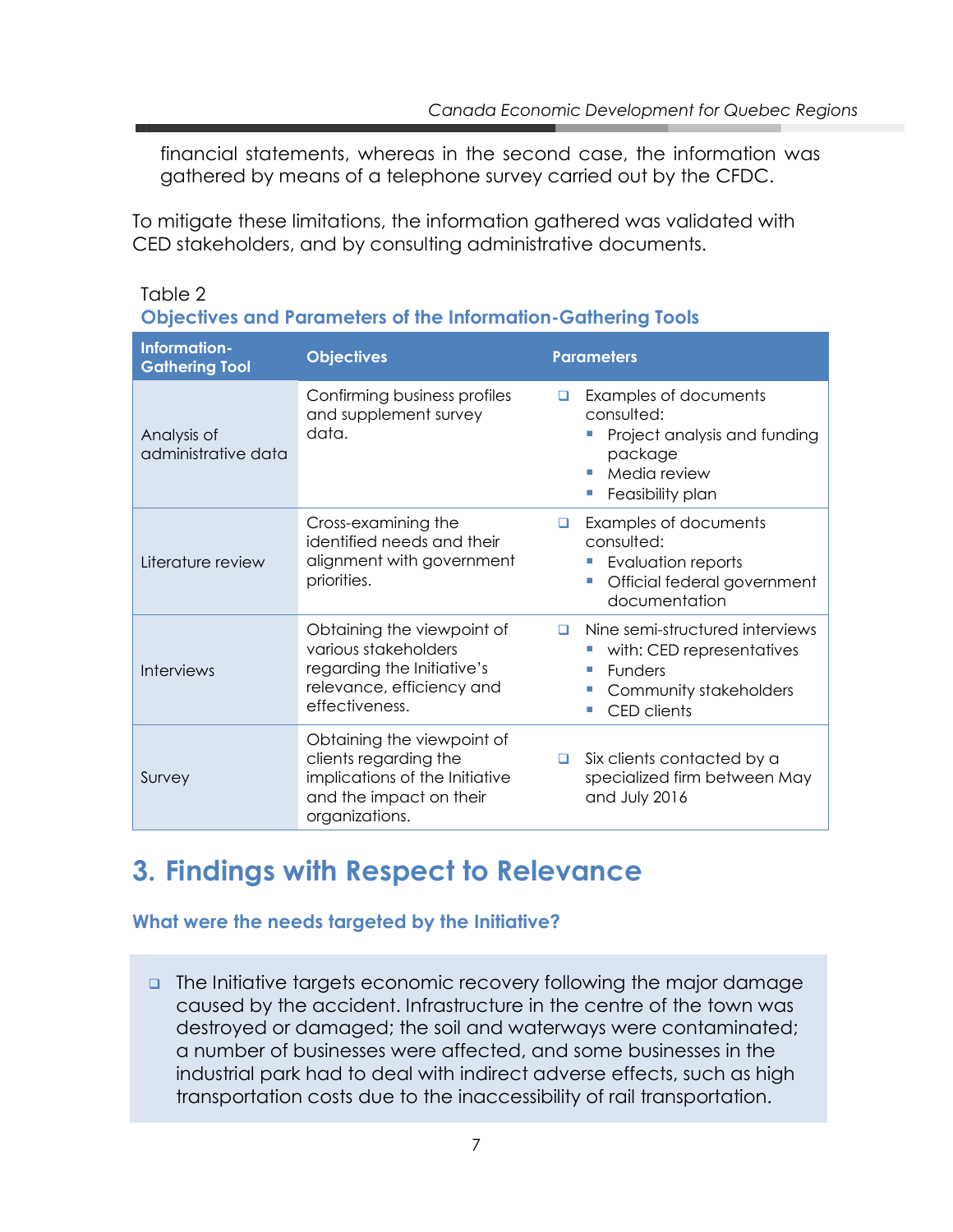financial statements, whereas in the second case, the information was gathered by means of a telephone survey carried out by the CFDC.

To mitigate these limitations, the information gathered was validated with CED stakeholders, and by consulting administrative documents.

Table 2

**Objectives and Parameters of the Information-Gathering Tools**

| Information-Gathering Tool | Objectives | Parameters |
| --- | --- | --- |
| Analysis of administrative data | Confirming business profiles and supplement survey data. | ❑ Examples of documents consulted:<br>▪ Project analysis and funding package<br>▪ Media review<br>▪ Feasibility plan |
| Literature review | Cross-examining the identified needs and their alignment with government priorities. | ❑ Examples of documents consulted:<br>▪ Evaluation reports<br>▪ Official federal government documentation |
| Interviews | Obtaining the viewpoint of various stakeholders regarding the Initiative's relevance, efficiency and effectiveness. | ❑ Nine semi-structured interviews<br>▪ with: CED representatives<br>▪ Funders<br>▪ Community stakeholders<br>▪ CED clients |
| Survey | Obtaining the viewpoint of clients regarding the implications of the Initiative and the impact on their organizations. | ❑ Six clients contacted by a specialized firm between May and July 2016 |

# 3. Findings with Respect to Relevance

### What were the needs targeted by the Initiative?

- The Initiative targets economic recovery following the major damage caused by the accident. Infrastructure in the centre of the town was destroyed or damaged; the soil and waterways were contaminated; a number of businesses were affected, and some businesses in the industrial park had to deal with indirect adverse effects, such as high transportation costs due to the inaccessibility of rail transportation.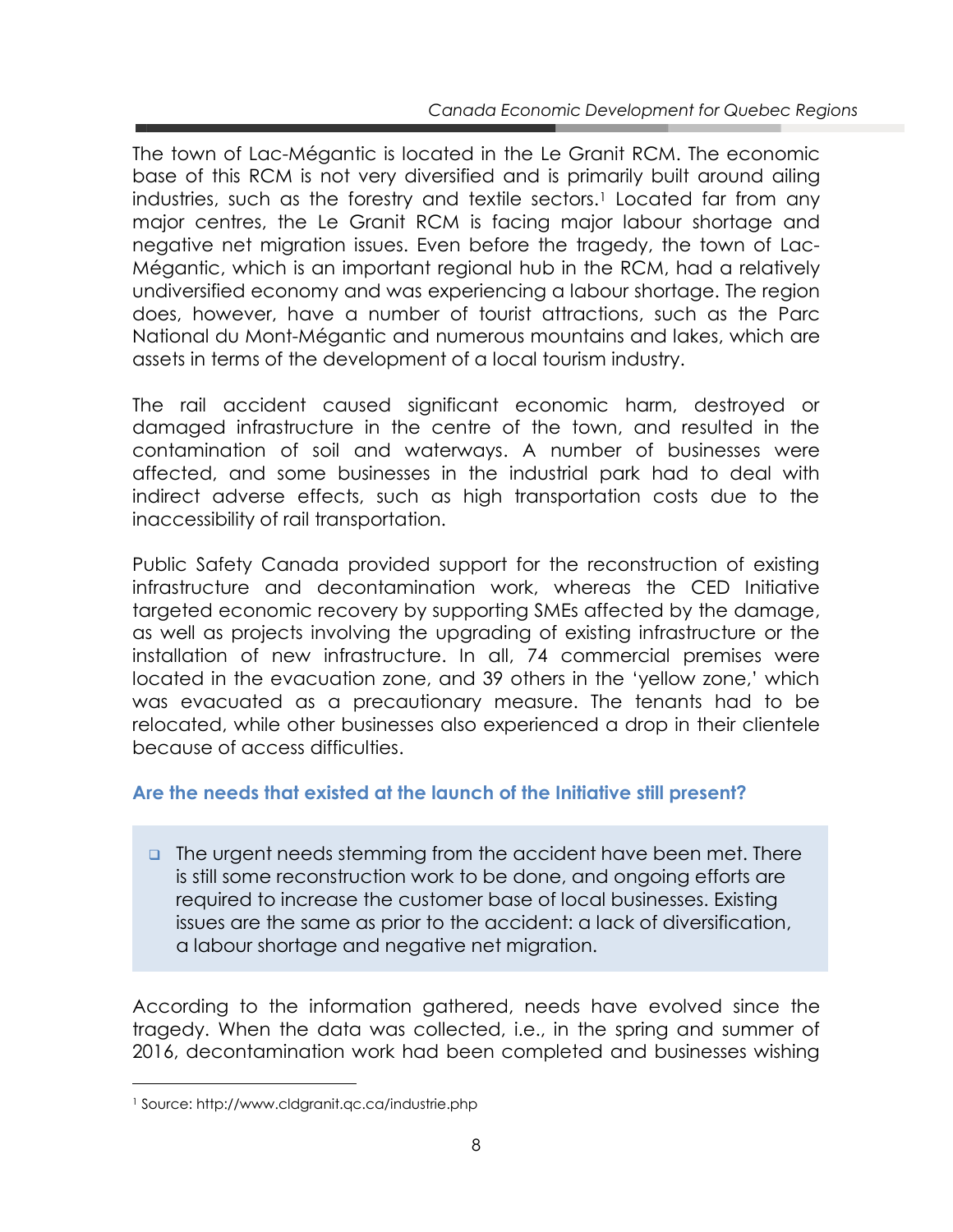The town of Lac-Mégantic is located in the Le Granit RCM. The economic base of this RCM is not very diversified and is primarily built around ailing industries, such as the forestry and textile sectors.[1] Located far from any major centres, the Le Granit RCM is facing major labour shortage and negative net migration issues. Even before the tragedy, the town of Lac-Mégantic, which is an important regional hub in the RCM, had a relatively undiversified economy and was experiencing a labour shortage. The region does, however, have a number of tourist attractions, such as the Parc National du Mont-Mégantic and numerous mountains and lakes, which are assets in terms of the development of a local tourism industry.

The rail accident caused significant economic harm, destroyed or damaged infrastructure in the centre of the town, and resulted in the contamination of soil and waterways. A number of businesses were affected, and some businesses in the industrial park had to deal with indirect adverse effects, such as high transportation costs due to the inaccessibility of rail transportation.

Public Safety Canada provided support for the reconstruction of existing infrastructure and decontamination work, whereas the CED Initiative targeted economic recovery by supporting SMEs affected by the damage, as well as projects involving the upgrading of existing infrastructure or the installation of new infrastructure. In all, 74 commercial premises were located in the evacuation zone, and 39 others in the 'yellow zone,' which was evacuated as a precautionary measure. The tenants had to be relocated, while other businesses also experienced a drop in their clientele because of access difficulties.

### Are the needs that existed at the launch of the Initiative still present?

- The urgent needs stemming from the accident have been met. There is still some reconstruction work to be done, and ongoing efforts are required to increase the customer base of local businesses. Existing issues are the same as prior to the accident: a lack of diversification, a labour shortage and negative net migration.

According to the information gathered, needs have evolved since the tragedy. When the data was collected, i.e., in the spring and summer of 2016, decontamination work had been completed and businesses wishing

---

[1] Source: http://www.cldgranit.qc.ca/industrie.php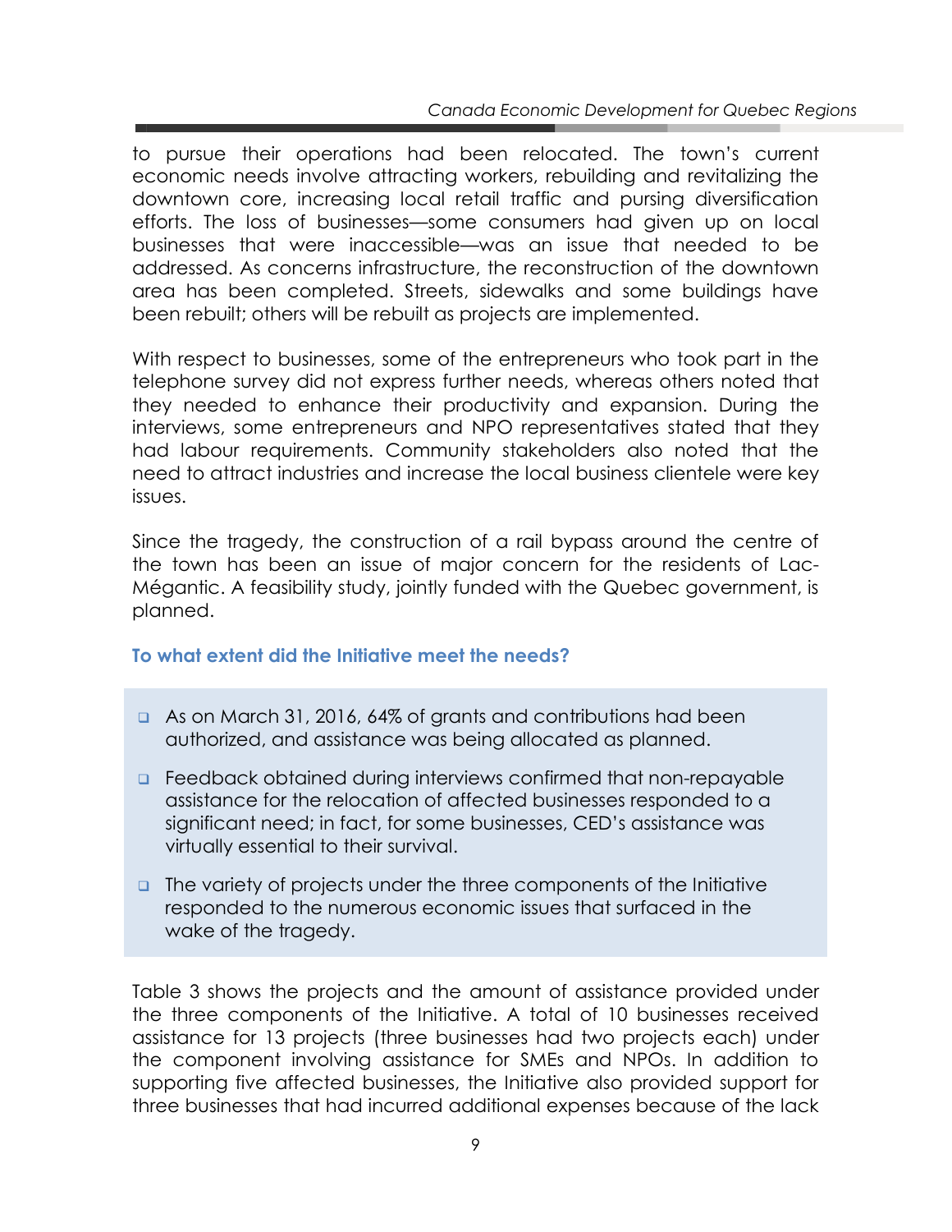to pursue their operations had been relocated. The town's current economic needs involve attracting workers, rebuilding and revitalizing the downtown core, increasing local retail traffic and pursing diversification efforts. The loss of businesses—some consumers had given up on local businesses that were inaccessible—was an issue that needed to be addressed. As concerns infrastructure, the reconstruction of the downtown area has been completed. Streets, sidewalks and some buildings have been rebuilt; others will be rebuilt as projects are implemented.

With respect to businesses, some of the entrepreneurs who took part in the telephone survey did not express further needs, whereas others noted that they needed to enhance their productivity and expansion. During the interviews, some entrepreneurs and NPO representatives stated that they had labour requirements. Community stakeholders also noted that the need to attract industries and increase the local business clientele were key issues.

Since the tragedy, the construction of a rail bypass around the centre of the town has been an issue of major concern for the residents of Lac-Mégantic. A feasibility study, jointly funded with the Quebec government, is planned.

### To what extent did the Initiative meet the needs?

- As on March 31, 2016, 64% of grants and contributions had been authorized, and assistance was being allocated as planned.
- Feedback obtained during interviews confirmed that non-repayable assistance for the relocation of affected businesses responded to a significant need; in fact, for some businesses, CED's assistance was virtually essential to their survival.
- The variety of projects under the three components of the Initiative responded to the numerous economic issues that surfaced in the wake of the tragedy.

Table 3 shows the projects and the amount of assistance provided under the three components of the Initiative. A total of 10 businesses received assistance for 13 projects (three businesses had two projects each) under the component involving assistance for SMEs and NPOs. In addition to supporting five affected businesses, the Initiative also provided support for three businesses that had incurred additional expenses because of the lack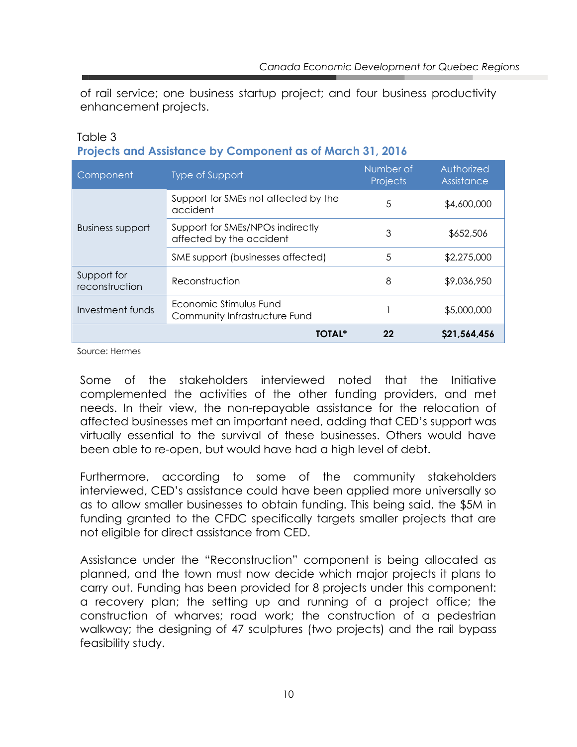of rail service; one business startup project; and four business productivity enhancement projects.

Table 3

### Projects and Assistance by Component as of March 31, 2016

| Component | Type of Support | Number of Projects | Authorized Assistance |
|---|---|---|---|
| Business support | Support for SMEs not affected by the accident | 5 | $4,600,000 |
| | Support for SMEs/NPOs indirectly affected by the accident | 3 | $652,506 |
| | SME support (businesses affected) | 5 | $2,275,000 |
| Support for reconstruction | Reconstruction | 8 | $9,036,950 |
| Investment funds | Economic Stimulus Fund Community Infrastructure Fund | 1 | $5,000,000 |
| | **TOTAL*** | **22** | **$21,564,456** |

Source: Hermes

Some of the stakeholders interviewed noted that the Initiative complemented the activities of the other funding providers, and met needs. In their view, the non-repayable assistance for the relocation of affected businesses met an important need, adding that CED's support was virtually essential to the survival of these businesses. Others would have been able to re-open, but would have had a high level of debt.

Furthermore, according to some of the community stakeholders interviewed, CED's assistance could have been applied more universally so as to allow smaller businesses to obtain funding. This being said, the $5M in funding granted to the CFDC specifically targets smaller projects that are not eligible for direct assistance from CED.

Assistance under the "Reconstruction" component is being allocated as planned, and the town must now decide which major projects it plans to carry out. Funding has been provided for 8 projects under this component: a recovery plan; the setting up and running of a project office; the construction of wharves; road work; the construction of a pedestrian walkway; the designing of 47 sculptures (two projects) and the rail bypass feasibility study.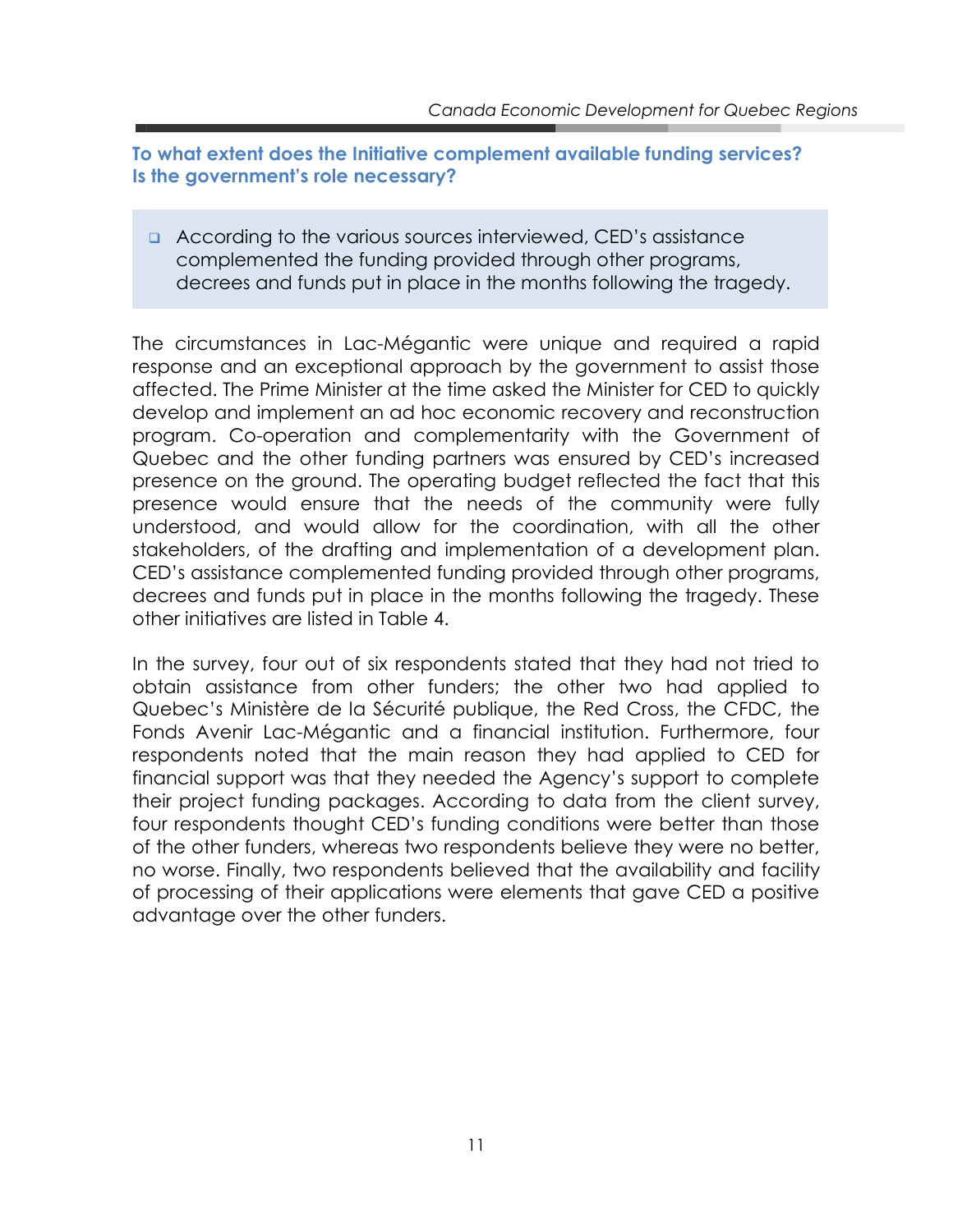### To what extent does the Initiative complement available funding services? Is the government's role necessary?

> - According to the various sources interviewed, CED's assistance complemented the funding provided through other programs, decrees and funds put in place in the months following the tragedy.

The circumstances in Lac-Mégantic were unique and required a rapid response and an exceptional approach by the government to assist those affected. The Prime Minister at the time asked the Minister for CED to quickly develop and implement an ad hoc economic recovery and reconstruction program. Co-operation and complementarity with the Government of Quebec and the other funding partners was ensured by CED's increased presence on the ground. The operating budget reflected the fact that this presence would ensure that the needs of the community were fully understood, and would allow for the coordination, with all the other stakeholders, of the drafting and implementation of a development plan. CED's assistance complemented funding provided through other programs, decrees and funds put in place in the months following the tragedy. These other initiatives are listed in Table 4.

In the survey, four out of six respondents stated that they had not tried to obtain assistance from other funders; the other two had applied to Quebec's Ministère de la Sécurité publique, the Red Cross, the CFDC, the Fonds Avenir Lac-Mégantic and a financial institution. Furthermore, four respondents noted that the main reason they had applied to CED for financial support was that they needed the Agency's support to complete their project funding packages. According to data from the client survey, four respondents thought CED's funding conditions were better than those of the other funders, whereas two respondents believe they were no better, no worse. Finally, two respondents believed that the availability and facility of processing of their applications were elements that gave CED a positive advantage over the other funders.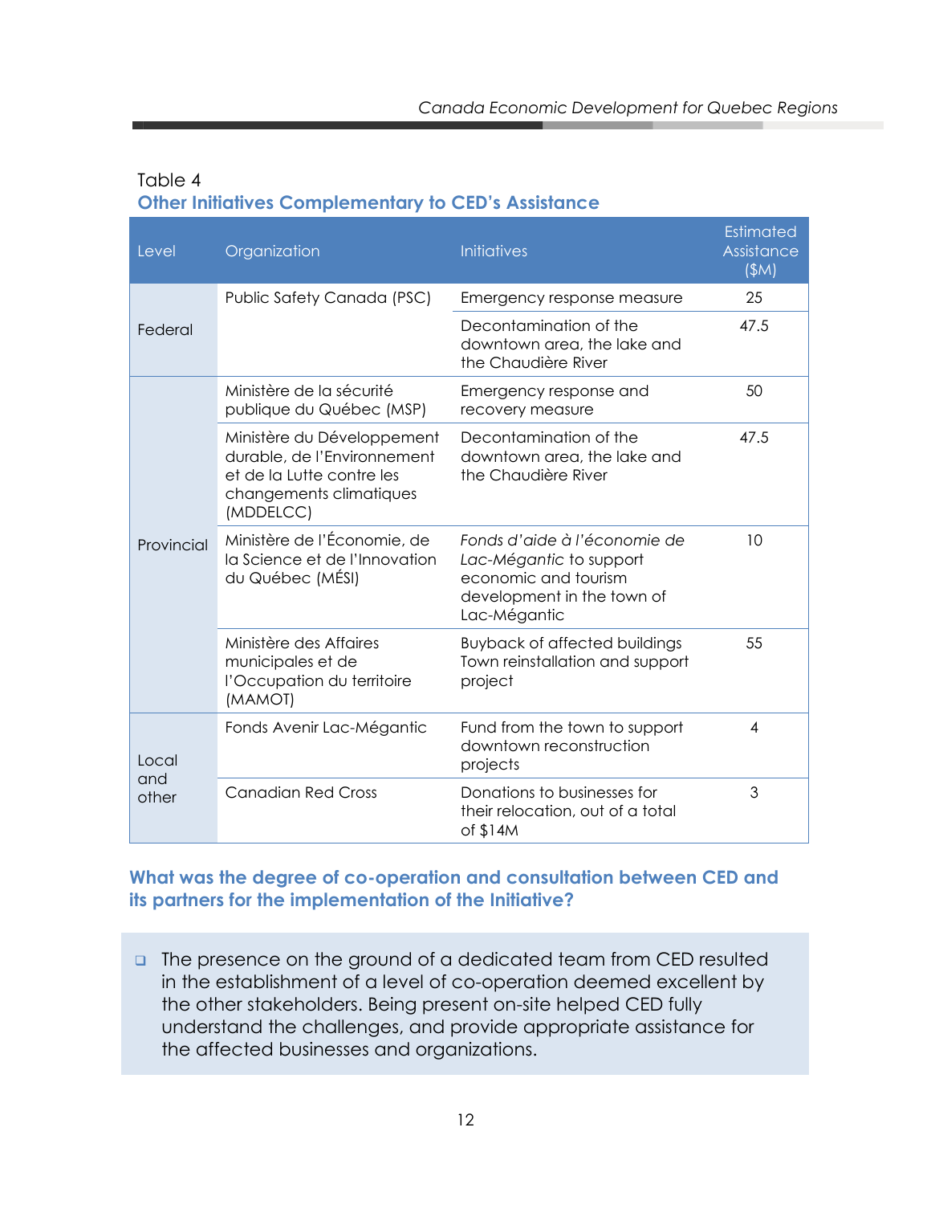Table 4

**Other Initiatives Complementary to CED's Assistance**

| Level | Organization | Initiatives | Estimated Assistance ($M) |
|---|---|---|---|
| Federal | Public Safety Canada (PSC) | Emergency response measure | 25 |
| | | Decontamination of the downtown area, the lake and the Chaudière River | 47.5 |
| Provincial | Ministère de la sécurité publique du Québec (MSP) | Emergency response and recovery measure | 50 |
| | Ministère du Développement durable, de l'Environnement et de la Lutte contre les changements climatiques (MDDELCC) | Decontamination of the downtown area, the lake and the Chaudière River | 47.5 |
| | Ministère de l'Économie, de la Science et de l'Innovation du Québec (MÉSI) | *Fonds d'aide à l'économie de Lac-Mégantic* to support economic and tourism development in the town of Lac-Mégantic | 10 |
| | Ministère des Affaires municipales et de l'Occupation du territoire (MAMOT) | Buyback of affected buildings Town reinstallation and support project | 55 |
| Local and other | Fonds Avenir Lac-Mégantic | Fund from the town to support downtown reconstruction projects | 4 |
| | Canadian Red Cross | Donations to businesses for their relocation, out of a total of $14M | 3 |

## What was the degree of co-operation and consultation between CED and its partners for the implementation of the Initiative?

- The presence on the ground of a dedicated team from CED resulted in the establishment of a level of co-operation deemed excellent by the other stakeholders. Being present on-site helped CED fully understand the challenges, and provide appropriate assistance for the affected businesses and organizations.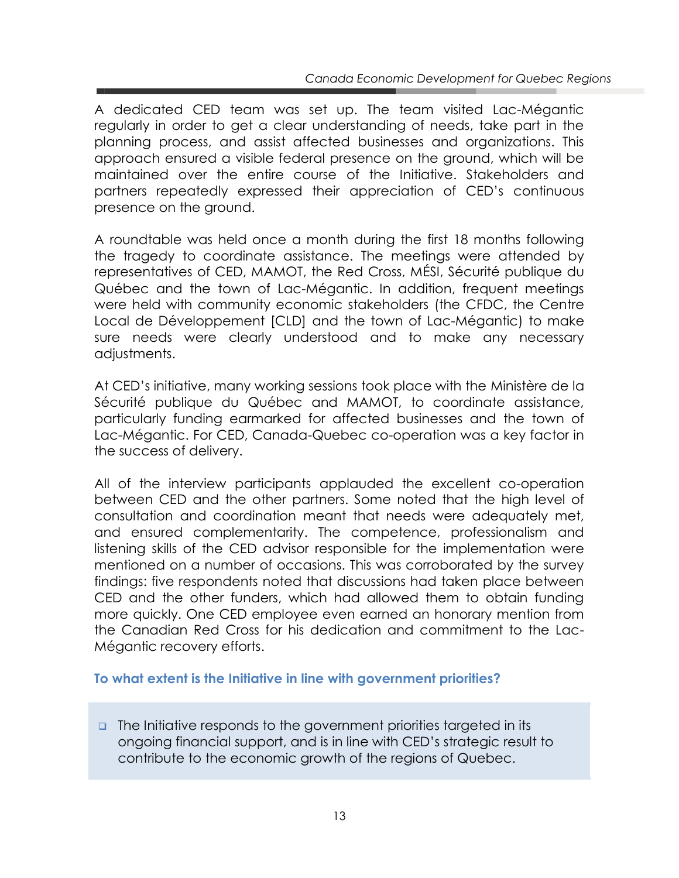A dedicated CED team was set up. The team visited Lac-Mégantic regularly in order to get a clear understanding of needs, take part in the planning process, and assist affected businesses and organizations. This approach ensured a visible federal presence on the ground, which will be maintained over the entire course of the Initiative. Stakeholders and partners repeatedly expressed their appreciation of CED's continuous presence on the ground.

A roundtable was held once a month during the first 18 months following the tragedy to coordinate assistance. The meetings were attended by representatives of CED, MAMOT, the Red Cross, MÉSI, Sécurité publique du Québec and the town of Lac-Mégantic. In addition, frequent meetings were held with community economic stakeholders (the CFDC, the Centre Local de Développement [CLD] and the town of Lac-Mégantic) to make sure needs were clearly understood and to make any necessary adjustments.

At CED's initiative, many working sessions took place with the Ministère de la Sécurité publique du Québec and MAMOT, to coordinate assistance, particularly funding earmarked for affected businesses and the town of Lac-Mégantic. For CED, Canada-Quebec co-operation was a key factor in the success of delivery.

All of the interview participants applauded the excellent co-operation between CED and the other partners. Some noted that the high level of consultation and coordination meant that needs were adequately met, and ensured complementarity. The competence, professionalism and listening skills of the CED advisor responsible for the implementation were mentioned on a number of occasions. This was corroborated by the survey findings: five respondents noted that discussions had taken place between CED and the other funders, which had allowed them to obtain funding more quickly. One CED employee even earned an honorary mention from the Canadian Red Cross for his dedication and commitment to the Lac-Mégantic recovery efforts.

### To what extent is the Initiative in line with government priorities?

- The Initiative responds to the government priorities targeted in its ongoing financial support, and is in line with CED's strategic result to contribute to the economic growth of the regions of Quebec.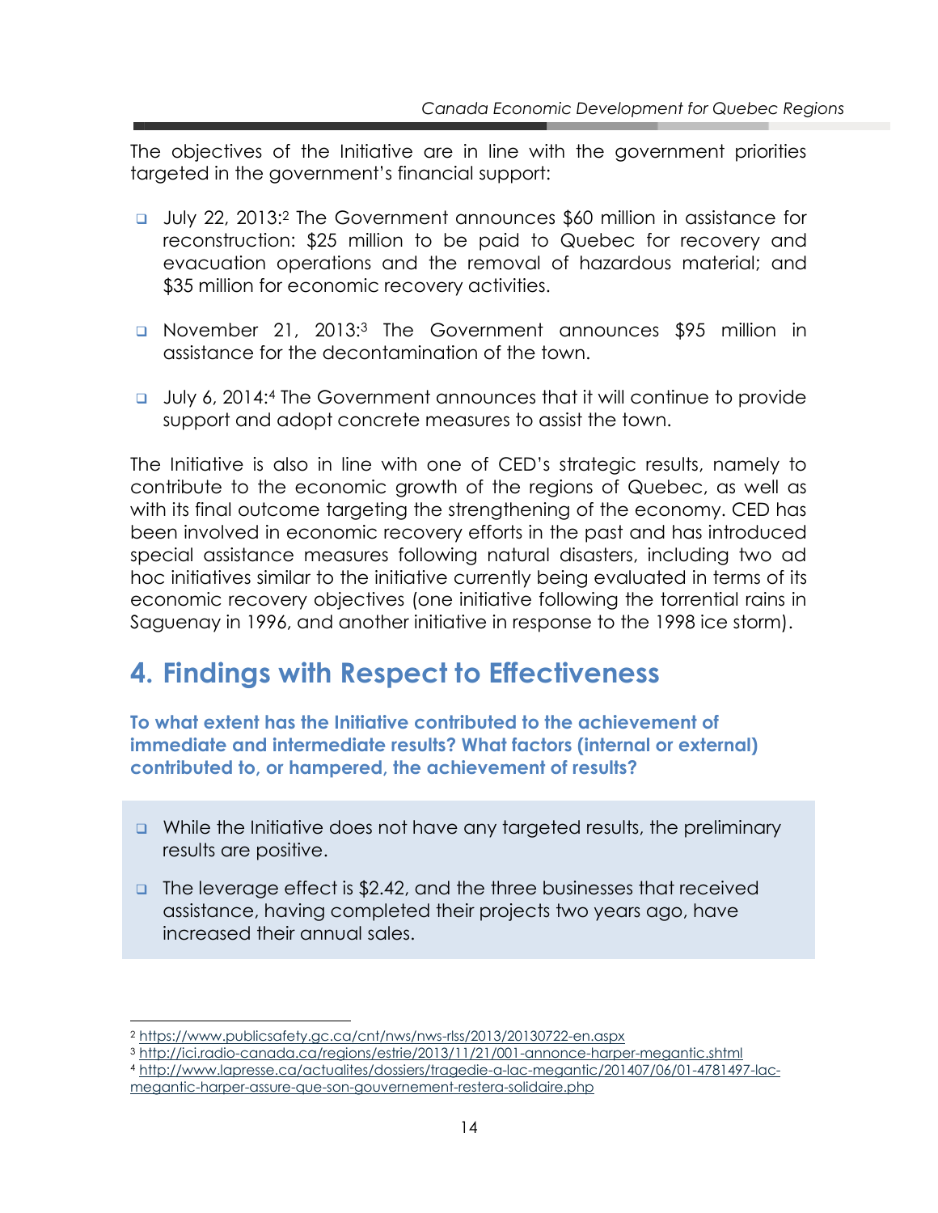The objectives of the Initiative are in line with the government priorities targeted in the government's financial support:

- July 22, 2013:[2] The Government announces $60 million in assistance for reconstruction: $25 million to be paid to Quebec for recovery and evacuation operations and the removal of hazardous material; and $35 million for economic recovery activities.

- November 21, 2013:[3] The Government announces $95 million in assistance for the decontamination of the town.

- July 6, 2014:[4] The Government announces that it will continue to provide support and adopt concrete measures to assist the town.

The Initiative is also in line with one of CED's strategic results, namely to contribute to the economic growth of the regions of Quebec, as well as with its final outcome targeting the strengthening of the economy. CED has been involved in economic recovery efforts in the past and has introduced special assistance measures following natural disasters, including two ad hoc initiatives similar to the initiative currently being evaluated in terms of its economic recovery objectives (one initiative following the torrential rains in Saguenay in 1996, and another initiative in response to the 1998 ice storm).

# 4. Findings with Respect to Effectiveness

**To what extent has the Initiative contributed to the achievement of immediate and intermediate results? What factors (internal or external) contributed to, or hampered, the achievement of results?**

- While the Initiative does not have any targeted results, the preliminary results are positive.

- The leverage effect is $2.42, and the three businesses that received assistance, having completed their projects two years ago, have increased their annual sales.

[2] https://www.publicsafety.gc.ca/cnt/nws/nws-rlss/2013/20130722-en.aspx

[3] http://ici.radio-canada.ca/regions/estrie/2013/11/21/001-annonce-harper-megantic.shtml

[4] http://www.lapresse.ca/actualites/dossiers/tragedie-a-lac-megantic/201407/06/01-4781497-lac-megantic-harper-assure-que-son-gouvernement-restera-solidaire.php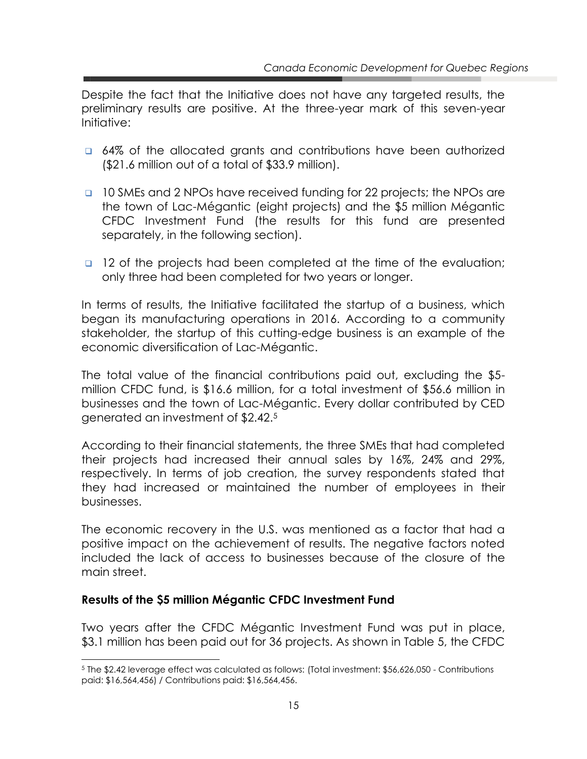Despite the fact that the Initiative does not have any targeted results, the preliminary results are positive. At the three-year mark of this seven-year Initiative:

- 64% of the allocated grants and contributions have been authorized ($21.6 million out of a total of $33.9 million).
- 10 SMEs and 2 NPOs have received funding for 22 projects; the NPOs are the town of Lac-Mégantic (eight projects) and the $5 million Mégantic CFDC Investment Fund (the results for this fund are presented separately, in the following section).
- 12 of the projects had been completed at the time of the evaluation; only three had been completed for two years or longer.

In terms of results, the Initiative facilitated the startup of a business, which began its manufacturing operations in 2016. According to a community stakeholder, the startup of this cutting-edge business is an example of the economic diversification of Lac-Mégantic.

The total value of the financial contributions paid out, excluding the $5-million CFDC fund, is $16.6 million, for a total investment of $56.6 million in businesses and the town of Lac-Mégantic. Every dollar contributed by CED generated an investment of $2.42.[5]

According to their financial statements, the three SMEs that had completed their projects had increased their annual sales by 16%, 24% and 29%, respectively. In terms of job creation, the survey respondents stated that they had increased or maintained the number of employees in their businesses.

The economic recovery in the U.S. was mentioned as a factor that had a positive impact on the achievement of results. The negative factors noted included the lack of access to businesses because of the closure of the main street.

**Results of the $5 million Mégantic CFDC Investment Fund**

Two years after the CFDC Mégantic Investment Fund was put in place, $3.1 million has been paid out for 36 projects. As shown in Table 5, the CFDC

[5] The $2.42 leverage effect was calculated as follows: (Total investment: $56,626,050 - Contributions paid: $16,564,456) / Contributions paid: $16,564,456.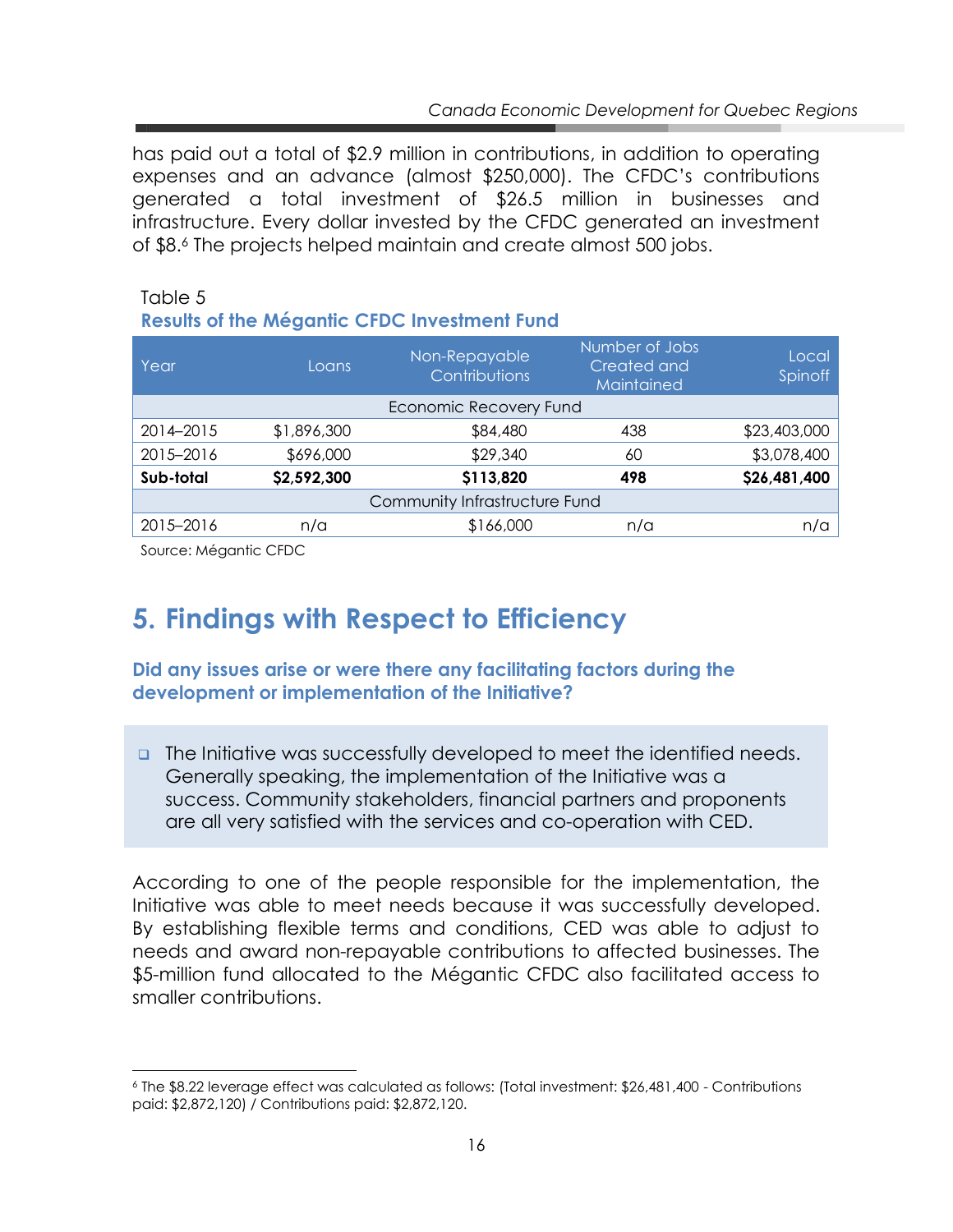has paid out a total of $2.9 million in contributions, in addition to operating expenses and an advance (almost $250,000). The CFDC's contributions generated a total investment of $26.5 million in businesses and infrastructure. Every dollar invested by the CFDC generated an investment of $8.[6] The projects helped maintain and create almost 500 jobs.

Table 5

**Results of the Mégantic CFDC Investment Fund**

| Year | Loans | Non-Repayable Contributions | Number of Jobs Created and Maintained | Local Spinoff |
|---|---|---|---|---|
| Economic Recovery Fund | | | | |
| 2014–2015 | $1,896,300 | $84,480 | 438 | $23,403,000 |
| 2015–2016 | $696,000 | $29,340 | 60 | $3,078,400 |
| **Sub-total** | **$2,592,300** | **$113,820** | **498** | **$26,481,400** |
| Community Infrastructure Fund | | | | |
| 2015–2016 | n/a | $166,000 | n/a | n/a |

Source: Mégantic CFDC

# 5. Findings with Respect to Efficiency

### Did any issues arise or were there any facilitating factors during the development or implementation of the Initiative?

- The Initiative was successfully developed to meet the identified needs. Generally speaking, the implementation of the Initiative was a success. Community stakeholders, financial partners and proponents are all very satisfied with the services and co-operation with CED.

According to one of the people responsible for the implementation, the Initiative was able to meet needs because it was successfully developed. By establishing flexible terms and conditions, CED was able to adjust to needs and award non-repayable contributions to affected businesses. The $5-million fund allocated to the Mégantic CFDC also facilitated access to smaller contributions.

[6] The $8.22 leverage effect was calculated as follows: (Total investment: $26,481,400 - Contributions paid: $2,872,120) / Contributions paid: $2,872,120.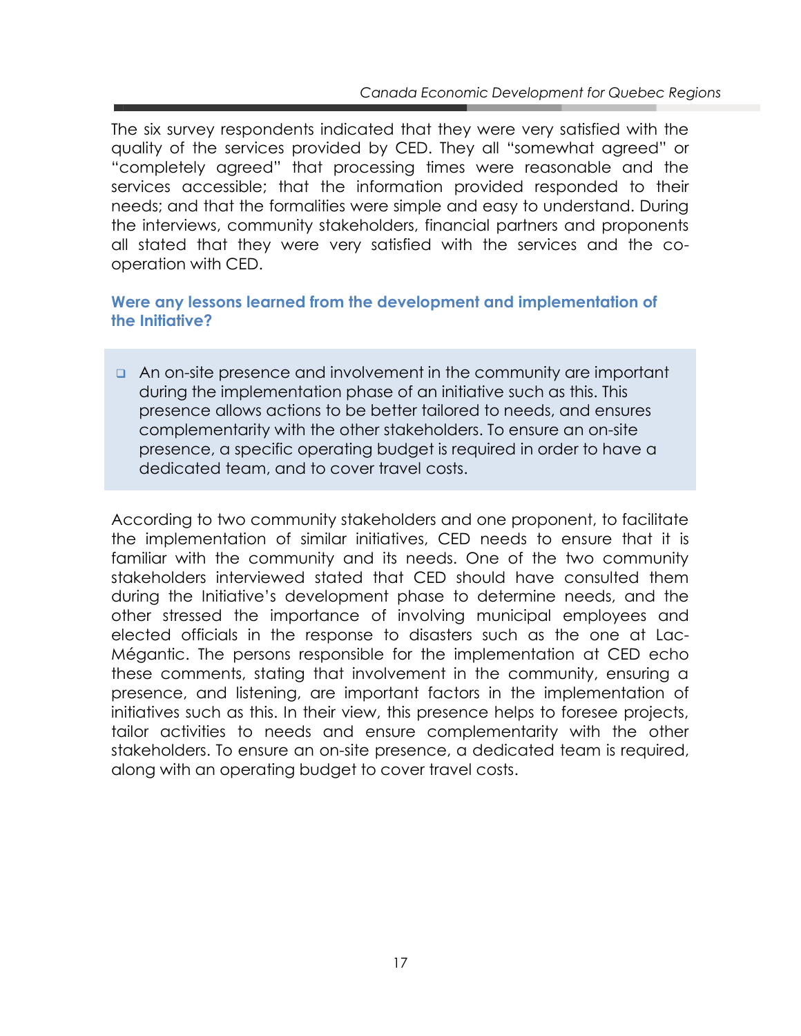The six survey respondents indicated that they were very satisfied with the quality of the services provided by CED. They all "somewhat agreed" or "completely agreed" that processing times were reasonable and the services accessible; that the information provided responded to their needs; and that the formalities were simple and easy to understand. During the interviews, community stakeholders, financial partners and proponents all stated that they were very satisfied with the services and the co-operation with CED.

### Were any lessons learned from the development and implementation of the Initiative?

- An on-site presence and involvement in the community are important during the implementation phase of an initiative such as this. This presence allows actions to be better tailored to needs, and ensures complementarity with the other stakeholders. To ensure an on-site presence, a specific operating budget is required in order to have a dedicated team, and to cover travel costs.

According to two community stakeholders and one proponent, to facilitate the implementation of similar initiatives, CED needs to ensure that it is familiar with the community and its needs. One of the two community stakeholders interviewed stated that CED should have consulted them during the Initiative's development phase to determine needs, and the other stressed the importance of involving municipal employees and elected officials in the response to disasters such as the one at Lac-Mégantic. The persons responsible for the implementation at CED echo these comments, stating that involvement in the community, ensuring a presence, and listening, are important factors in the implementation of initiatives such as this. In their view, this presence helps to foresee projects, tailor activities to needs and ensure complementarity with the other stakeholders. To ensure an on-site presence, a dedicated team is required, along with an operating budget to cover travel costs.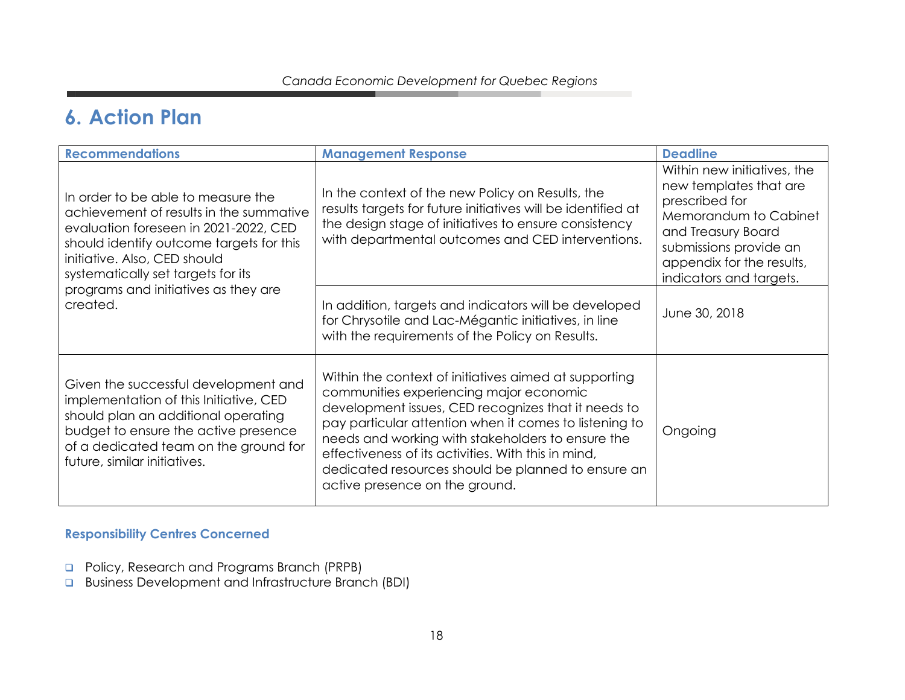## 6. Action Plan

| Recommendations | Management Response | Deadline |
|---|---|---|
| In order to be able to measure the achievement of results in the summative evaluation foreseen in 2021-2022, CED should identify outcome targets for this initiative. Also, CED should systematically set targets for its programs and initiatives as they are created. | In the context of the new Policy on Results, the results targets for future initiatives will be identified at the design stage of initiatives to ensure consistency with departmental outcomes and CED interventions. | Within new initiatives, the new templates that are prescribed for Memorandum to Cabinet and Treasury Board submissions provide an appendix for the results, indicators and targets. |
| | In addition, targets and indicators will be developed for Chrysotile and Lac-Mégantic initiatives, in line with the requirements of the Policy on Results. | June 30, 2018 |
| Given the successful development and implementation of this Initiative, CED should plan an additional operating budget to ensure the active presence of a dedicated team on the ground for future, similar initiatives. | Within the context of initiatives aimed at supporting communities experiencing major economic development issues, CED recognizes that it needs to pay particular attention when it comes to listening to needs and working with stakeholders to ensure the effectiveness of its activities. With this in mind, dedicated resources should be planned to ensure an active presence on the ground. | Ongoing |

### Responsibility Centres Concerned

- Policy, Research and Programs Branch (PRPB)
- Business Development and Infrastructure Branch (BDI)